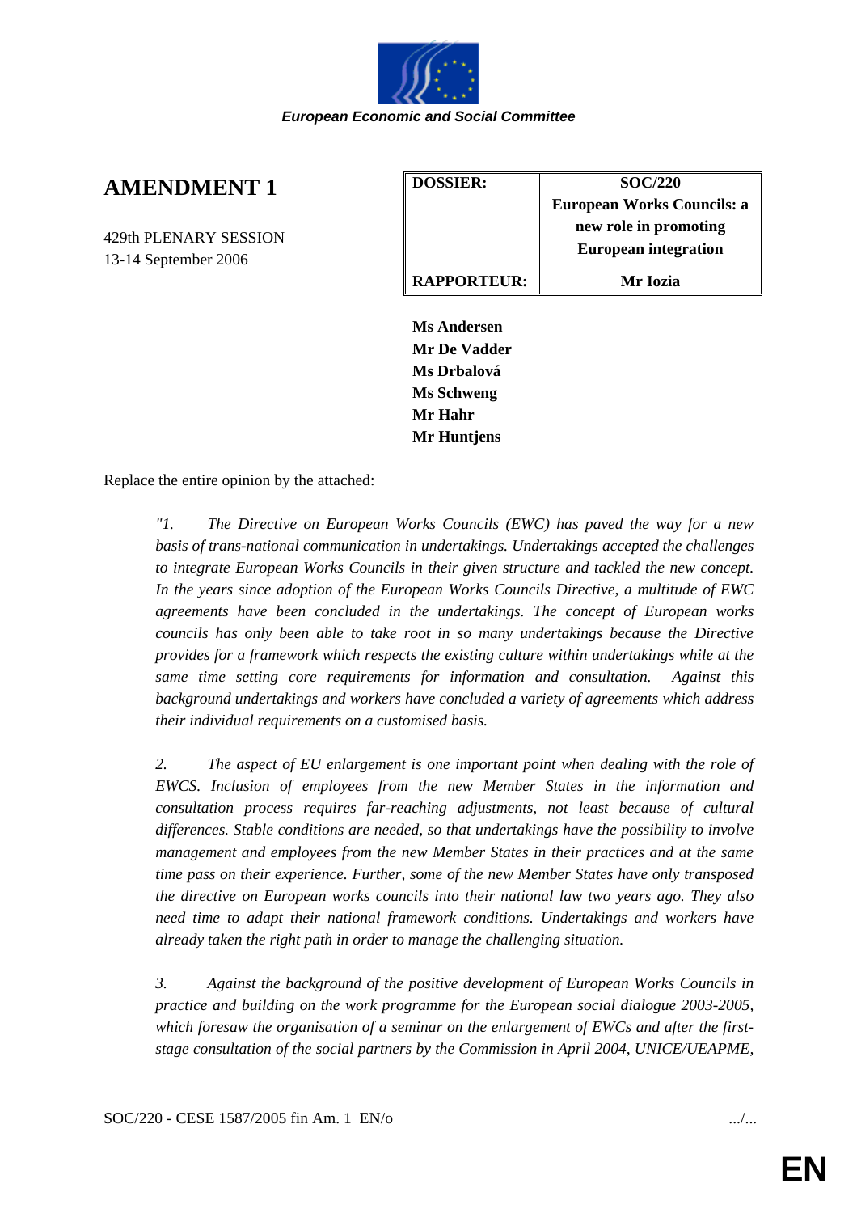European Economic and Social Committee

# AMENDMENT 1

429th PLENARY SESSION
13-14 September 2006

| **DOSSIER:** | **SOC/220** **European Works Councils: a new role in promoting European integration** |
|---|---|
| **RAPPORTEUR:** | **Mr Iozia** |

**Ms Andersen**
**Mr De Vadder**
**Ms Drbalová**
**Ms Schweng**
**Mr Hahr**
**Mr Huntjens**

Replace the entire opinion by the attached:

*"1. The Directive on European Works Councils (EWC) has paved the way for a new basis of trans-national communication in undertakings. Undertakings accepted the challenges to integrate European Works Councils in their given structure and tackled the new concept. In the years since adoption of the European Works Councils Directive, a multitude of EWC agreements have been concluded in the undertakings. The concept of European works councils has only been able to take root in so many undertakings because the Directive provides for a framework which respects the existing culture within undertakings while at the same time setting core requirements for information and consultation. Against this background undertakings and workers have concluded a variety of agreements which address their individual requirements on a customised basis.*

*2. The aspect of EU enlargement is one important point when dealing with the role of EWCS. Inclusion of employees from the new Member States in the information and consultation process requires far-reaching adjustments, not least because of cultural differences. Stable conditions are needed, so that undertakings have the possibility to involve management and employees from the new Member States in their practices and at the same time pass on their experience. Further, some of the new Member States have only transposed the directive on European works councils into their national law two years ago. They also need time to adapt their national framework conditions. Undertakings and workers have already taken the right path in order to manage the challenging situation.*

*3. Against the background of the positive development of European Works Councils in practice and building on the work programme for the European social dialogue 2003-2005, which foresaw the organisation of a seminar on the enlargement of EWCs and after the first-stage consultation of the social partners by the Commission in April 2004, UNICE/UEAPME,*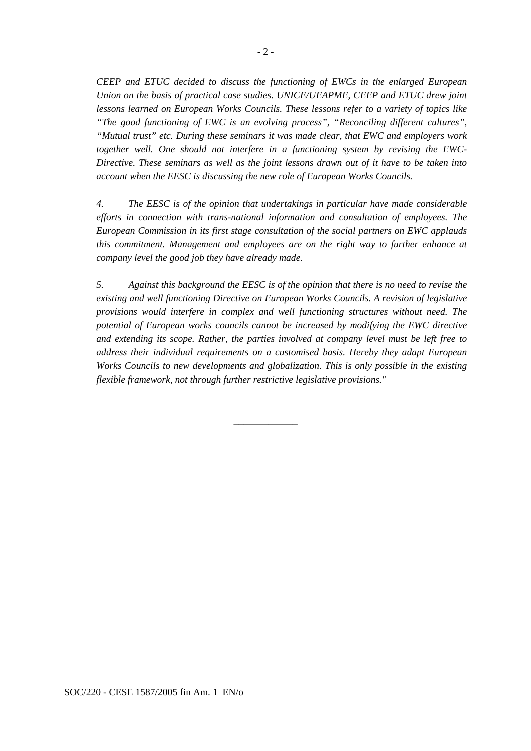*CEEP and ETUC decided to discuss the functioning of EWCs in the enlarged European Union on the basis of practical case studies. UNICE/UEAPME, CEEP and ETUC drew joint lessons learned on European Works Councils. These lessons refer to a variety of topics like "The good functioning of EWC is an evolving process", "Reconciling different cultures", "Mutual trust" etc. During these seminars it was made clear, that EWC and employers work together well. One should not interfere in a functioning system by revising the EWC-Directive. These seminars as well as the joint lessons drawn out of it have to be taken into account when the EESC is discussing the new role of European Works Councils.*

*4. The EESC is of the opinion that undertakings in particular have made considerable efforts in connection with trans-national information and consultation of employees. The European Commission in its first stage consultation of the social partners on EWC applauds this commitment. Management and employees are on the right way to further enhance at company level the good job they have already made.*

*5. Against this background the EESC is of the opinion that there is no need to revise the existing and well functioning Directive on European Works Councils. A revision of legislative provisions would interfere in complex and well functioning structures without need. The potential of European works councils cannot be increased by modifying the EWC directive and extending its scope. Rather, the parties involved at company level must be left free to address their individual requirements on a customised basis. Hereby they adapt European Works Councils to new developments and globalization. This is only possible in the existing flexible framework, not through further restrictive legislative provisions."*

_____________